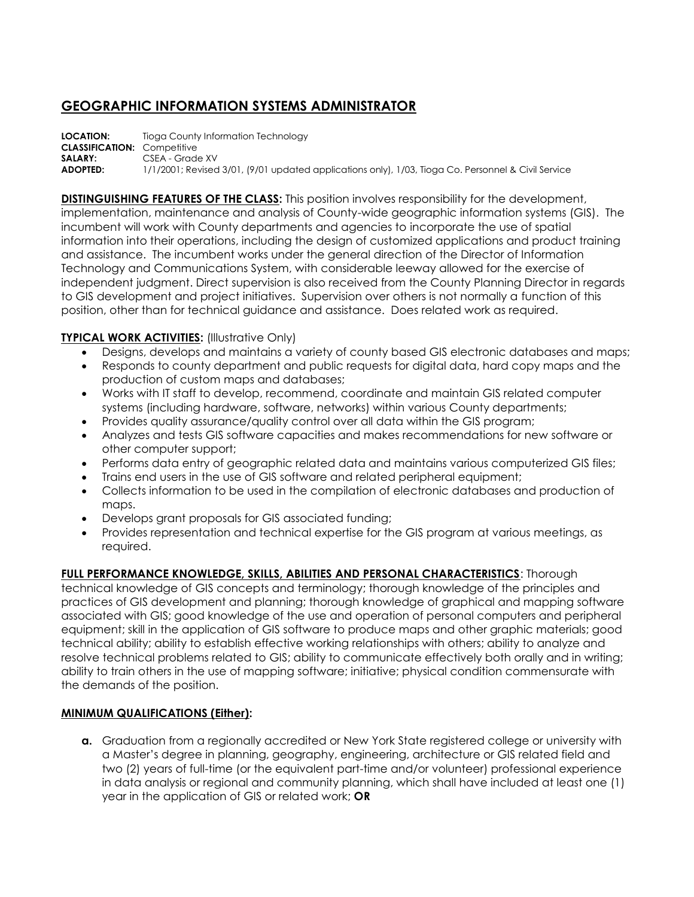# GEOGRAPHIC INFORMATION SYSTEMS ADMINISTRATOR

**LOCATION:** Tioga County Information Technology
**CLASSIFICATION:** Competitive
**SALARY:** CSEA - Grade XV
**ADOPTED:** 1/1/2001; Revised 3/01, (9/01 updated applications only), 1/03, Tioga Co. Personnel & Civil Service

**DISTINGUISHING FEATURES OF THE CLASS:** This position involves responsibility for the development, implementation, maintenance and analysis of County-wide geographic information systems (GIS). The incumbent will work with County departments and agencies to incorporate the use of spatial information into their operations, including the design of customized applications and product training and assistance. The incumbent works under the general direction of the Director of Information Technology and Communications System, with considerable leeway allowed for the exercise of independent judgment. Direct supervision is also received from the County Planning Director in regards to GIS development and project initiatives. Supervision over others is not normally a function of this position, other than for technical guidance and assistance. Does related work as required.

**TYPICAL WORK ACTIVITIES:** (Illustrative Only)

- Designs, develops and maintains a variety of county based GIS electronic databases and maps;
- Responds to county department and public requests for digital data, hard copy maps and the production of custom maps and databases;
- Works with IT staff to develop, recommend, coordinate and maintain GIS related computer systems (including hardware, software, networks) within various County departments;
- Provides quality assurance/quality control over all data within the GIS program;
- Analyzes and tests GIS software capacities and makes recommendations for new software or other computer support;
- Performs data entry of geographic related data and maintains various computerized GIS files;
- Trains end users in the use of GIS software and related peripheral equipment;
- Collects information to be used in the compilation of electronic databases and production of maps.
- Develops grant proposals for GIS associated funding;
- Provides representation and technical expertise for the GIS program at various meetings, as required.

**FULL PERFORMANCE KNOWLEDGE, SKILLS, ABILITIES AND PERSONAL CHARACTERISTICS**: Thorough technical knowledge of GIS concepts and terminology; thorough knowledge of the principles and practices of GIS development and planning; thorough knowledge of graphical and mapping software associated with GIS; good knowledge of the use and operation of personal computers and peripheral equipment; skill in the application of GIS software to produce maps and other graphic materials; good technical ability; ability to establish effective working relationships with others; ability to analyze and resolve technical problems related to GIS; ability to communicate effectively both orally and in writing; ability to train others in the use of mapping software; initiative; physical condition commensurate with the demands of the position.

**MINIMUM QUALIFICATIONS (Either):**

**a.** Graduation from a regionally accredited or New York State registered college or university with a Master's degree in planning, geography, engineering, architecture or GIS related field and two (2) years of full-time (or the equivalent part-time and/or volunteer) professional experience in data analysis or regional and community planning, which shall have included at least one (1) year in the application of GIS or related work; **OR**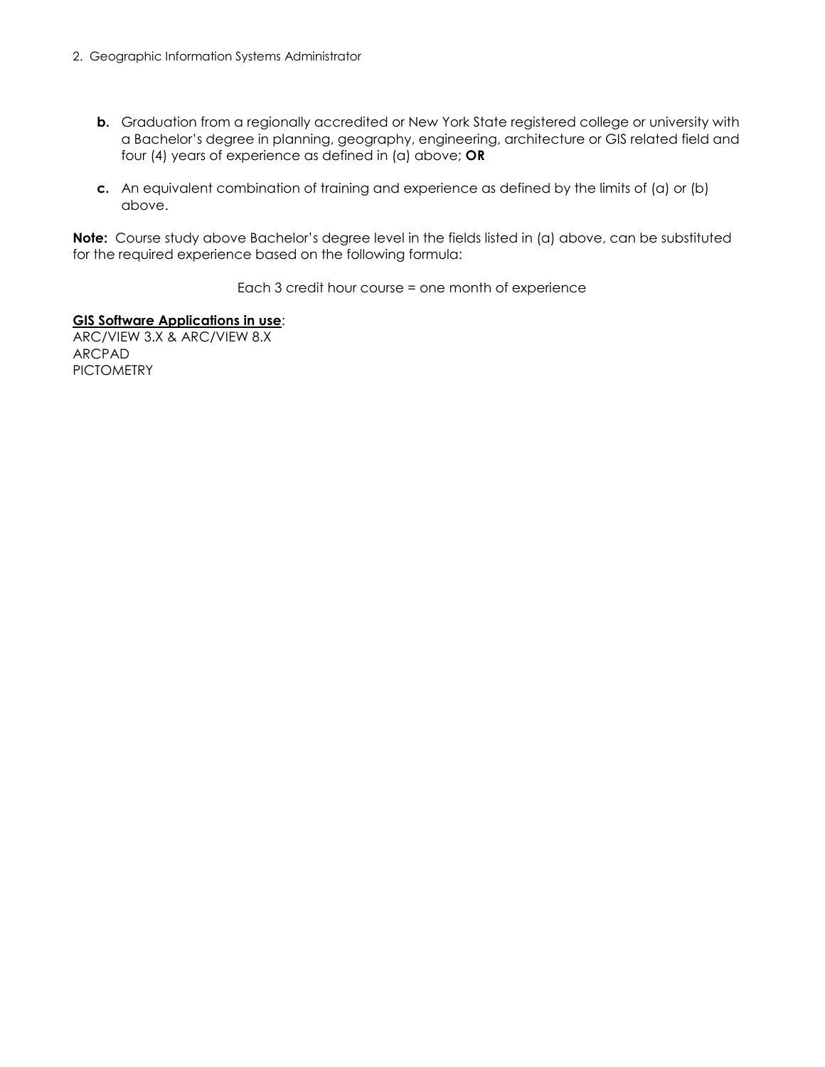- **b.** Graduation from a regionally accredited or New York State registered college or university with a Bachelor's degree in planning, geography, engineering, architecture or GIS related field and four (4) years of experience as defined in (a) above; **OR**

- **c.** An equivalent combination of training and experience as defined by the limits of (a) or (b) above.

**Note:** Course study above Bachelor's degree level in the fields listed in (a) above, can be substituted for the required experience based on the following formula:

Each 3 credit hour course = one month of experience

**GIS Software Applications in use**:

ARC/VIEW 3.X & ARC/VIEW 8.X

ARCPAD

PICTOMETRY